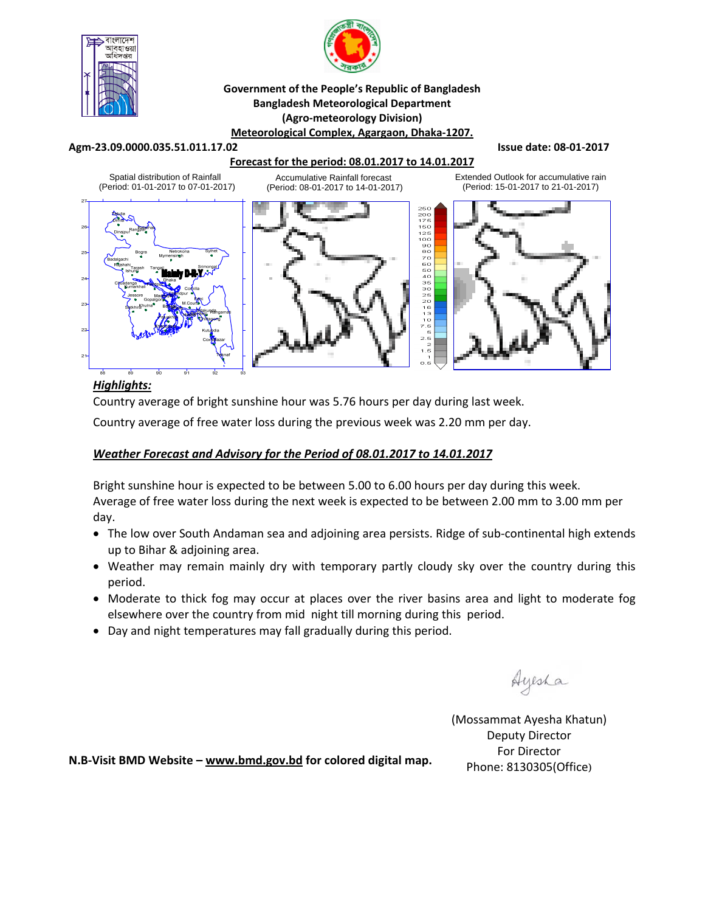**Government of the People's Republic of Bangladesh**
**Bangladesh Meteorological Department**
**(Agro-meteorology Division)**
**Meteorological Complex, Agargaon, Dhaka-1207.**

**Agm-23.09.0000.035.51.011.17.02** **Issue date: 08-01-2017**

**Forecast for the period: 08.01.2017 to 14.01.2017**

Spatial distribution of Rainfall (Period: 01-01-2017 to 07-01-2017)

Accumulative Rainfall forecast (Period: 08-01-2017 to 14-01-2017)

Extended Outlook for accumulative rain (Period: 15-01-2017 to 21-01-2017)

***Highlights:***

Country average of bright sunshine hour was 5.76 hours per day during last week.

Country average of free water loss during the previous week was 2.20 mm per day.

***Weather Forecast and Advisory for the Period of 08.01.2017 to 14.01.2017***

Bright sunshine hour is expected to be between 5.00 to 6.00 hours per day during this week.
Average of free water loss during the next week is expected to be between 2.00 mm to 3.00 mm per day.

- The low over South Andaman sea and adjoining area persists. Ridge of sub-continental high extends up to Bihar & adjoining area.
- Weather may remain mainly dry with temporary partly cloudy sky over the country during this period.
- Moderate to thick fog may occur at places over the river basins area and light to moderate fog elsewhere over the country from mid night till morning during this period.
- Day and night temperatures may fall gradually during this period.

Ayesha

(Mossammat Ayesha Khatun)
Deputy Director
For Director
Phone: 8130305(Office)

**N.B-Visit BMD Website – www.bmd.gov.bd for colored digital map.**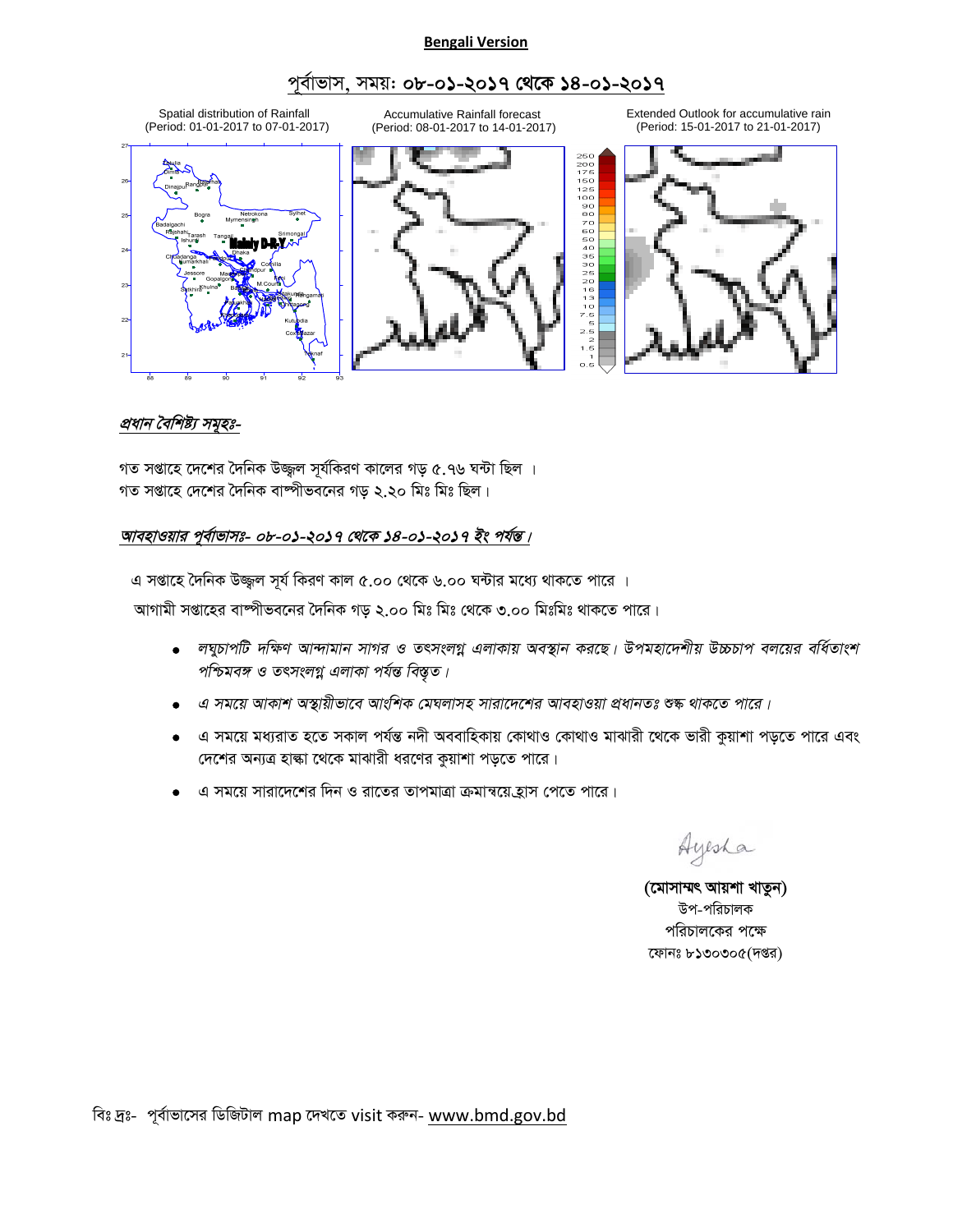**Bengali Version**

## পূর্বাভাস, সময়: ০৮-০১-২০১৭ থেকে ১৪-০১-২০১৭

Spatial distribution of Rainfall (Period: 01-01-2017 to 07-01-2017)

Accumulative Rainfall forecast (Period: 08-01-2017 to 14-01-2017)

Extended Outlook for accumulative rain (Period: 15-01-2017 to 21-01-2017)

***প্রধান বৈশিষ্ট্য সমূহঃ-***

গত সপ্তাহে দেশের দৈনিক উজ্জ্বল সূর্যকিরণ কালের গড় ৫.৭৬ ঘন্টা ছিল ।
গত সপ্তাহে দেশের দৈনিক বাষ্পীভবনের গড় ২.২০ মিঃ মিঃ ছিল।

***আবহাওয়ার পূর্বাভাসঃ- ০৮-০১-২০১৭ থেকে ১৪-০১-২০১৭ ইং পর্যন্ত।***

এ সপ্তাহে দৈনিক উজ্জ্বল সূর্য কিরণ কাল ৫.০০ থেকে ৬.০০ ঘন্টার মধ্যে থাকতে পারে ।

আগামী সপ্তাহের বাষ্পীভবনের দৈনিক গড় ২.০০ মিঃ মিঃ থেকে ৩.০০ মিঃমিঃ থাকতে পারে।

- *লঘুচাপটি দক্ষিণ আন্দামান সাগর ও তৎসংলগ্ন এলাকায় অবস্থান করছে। উপমহাদেশীয় উচ্চচাপ বলয়ের বর্ধিতাংশ পশ্চিমবঙ্গ ও তৎসংলগ্ন এলাকা পর্যন্ত বিস্তৃত।*
- *এ সময়ে আকাশ অস্থায়ীভাবে আংশিক মেঘলাসহ সারাদেশের আবহাওয়া প্রধানতঃ শুষ্ক থাকতে পারে।*
- এ সময়ে মধ্যরাত হতে সকাল পর্যন্ত নদী অববাহিকায় কোথাও কোথাও মাঝারী থেকে ভারী কুয়াশা পড়তে পারে এবং দেশের অন্যত্র হাল্কা থেকে মাঝারী ধরণের কুয়াশা পড়তে পারে।
- এ সময়ে সারাদেশের দিন ও রাতের তাপমাত্রা ক্রমান্বয়ে হ্রাস পেতে পারে।

Ayesha

**(মোসাম্মৎ আয়শা খাতুন)**
উপ-পরিচালক
পরিচালকের পক্ষে
ফোনঃ ৮১৩০৩০৫(দপ্তর)

বিঃ দ্রঃ- পূর্বাভাসের ডিজিটাল map দেখতে visit করুন- www.bmd.gov.bd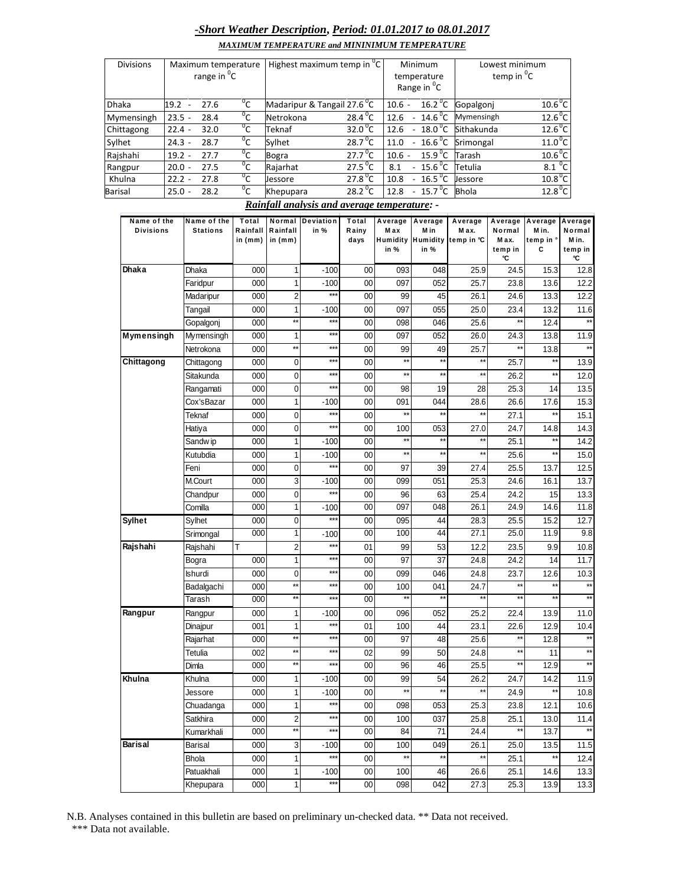## *-Short Weather Description, Period: 01.01.2017 to 08.01.2017*

### *MAXIMUM TEMPERATURE and MININIMUM TEMPERATURE*

| Divisions | Maximum temperature range in $^0$C | Highest maximum temp in $^0$C | | Minimum temperature Range in $^0$C | Lowest minimum temp in $^0$C | |
|---|---|---|---|---|---|---|
| Dhaka | 19.2 - 27.6 $^0$C | Madaripur & Tangail | 27.6 $^0$C | 10.6 - 16.2 $^0$C | Gopalgonj | 10.6 $^0$C |
| Mymensingh | 23.5 - 28.4 $^0$C | Netrokona | 28.4 $^0$C | 12.6 - 14.6 $^0$C | Mymensingh | 12.6 $^0$C |
| Chittagong | 22.4 - 32.0 $^0$C | Teknaf | 32.0 $^0$C | 12.6 - 18.0 $^0$C | Sithakunda | 12.6 $^0$C |
| Sylhet | 24.3 - 28.7 $^0$C | Sylhet | 28.7 $^0$C | 11.0 - 16.6 $^0$C | Srimongal | 11.0 $^0$C |
| Rajshahi | 19.2 - 27.7 $^0$C | Bogra | 27.7 $^0$C | 10.6 - 15.9 $^0$C | Tarash | 10.6 $^0$C |
| Rangpur | 20.0 - 27.5 $^0$C | Rajarhat | 27.5 $^0$C | 8.1 - 15.6 $^0$C | Tetulia | 8.1 $^0$C |
| Khulna | 22.2 - 27.8 $^0$C | Jessore | 27.8 $^0$C | 10.8 - 16.5 $^0$C | Jessore | 10.8 $^0$C |
| Barisal | 25.0 - 28.2 $^0$C | Khepupara | 28.2 $^0$C | 12.8 - 15.7 $^0$C | Bhola | 12.8 $^0$C |

### *Rainfall analysis and average temperature: -*

| Name of the Divisions | Name of the Stations | Total Rainfall in (mm) | Normal Rainfall in (mm) | Deviation in % | Total Rainy days | Average Max Humidity in % | Average Min Humidity in % | Average Max. temp in ℃ | Average Normal Max. temp in ℃ | Average Min. temp in ° C | Average Normal Min. temp in ℃ |
|---|---|---|---|---|---|---|---|---|---|---|---|
| **Dhaka** | Dhaka | 000 | 1 | -100 | 00 | 093 | 048 | 25.9 | 24.5 | 15.3 | 12.8 |
| | Faridpur | 000 | 1 | -100 | 00 | 097 | 052 | 25.7 | 23.8 | 13.6 | 12.2 |
| | Madaripur | 000 | 2 | *** | 00 | 99 | 45 | 26.1 | 24.6 | 13.3 | 12.2 |
| | Tangail | 000 | 1 | -100 | 00 | 097 | 055 | 25.0 | 23.4 | 13.2 | 11.6 |
| | Gopalgonj | 000 | ** | *** | 00 | 098 | 046 | 25.6 | ** | 12.4 | ** |
| **Mymensingh** | Mymensingh | 000 | 1 | *** | 00 | 097 | 052 | 26.0 | 24.3 | 13.8 | 11.9 |
| | Netrokona | 000 | ** | *** | 00 | 99 | 49 | 25.7 | ** | 13.8 | ** |
| **Chittagong** | Chittagong | 000 | 0 | *** | 00 | ** | ** | ** | 25.7 | ** | 13.9 |
| | Sitakunda | 000 | 0 | *** | 00 | ** | ** | ** | 26.2 | ** | 12.0 |
| | Rangamati | 000 | 0 | *** | 00 | 98 | 19 | 28 | 25.3 | 14 | 13.5 |
| | Cox'sBazar | 000 | 1 | -100 | 00 | 091 | 044 | 28.6 | 26.6 | 17.6 | 15.3 |
| | Teknaf | 000 | 0 | *** | 00 | ** | ** | ** | 27.1 | ** | 15.1 |
| | Hatiya | 000 | 0 | *** | 00 | 100 | 053 | 27.0 | 24.7 | 14.8 | 14.3 |
| | Sandwip | 000 | 1 | -100 | 00 | ** | ** | ** | 25.1 | ** | 14.2 |
| | Kutubdia | 000 | 1 | -100 | 00 | ** | ** | ** | 25.6 | ** | 15.0 |
| | Feni | 000 | 0 | *** | 00 | 97 | 39 | 27.4 | 25.5 | 13.7 | 12.5 |
| | M.Court | 000 | 3 | -100 | 00 | 099 | 051 | 25.3 | 24.6 | 16.1 | 13.7 |
| | Chandpur | 000 | 0 | *** | 00 | 96 | 63 | 25.4 | 24.2 | 15 | 13.3 |
| | Comilla | 000 | 1 | -100 | 00 | 097 | 048 | 26.1 | 24.9 | 14.6 | 11.8 |
| **Sylhet** | Sylhet | 000 | 0 | *** | 00 | 095 | 44 | 28.3 | 25.5 | 15.2 | 12.7 |
| | Srimongal | 000 | 1 | -100 | 00 | 100 | 44 | 27.1 | 25.0 | 11.9 | 9.8 |
| **Rajshahi** | Rajshahi | T | 2 | *** | 01 | 99 | 53 | 12.2 | 23.5 | 9.9 | 10.8 |
| | Bogra | 000 | 1 | *** | 00 | 97 | 37 | 24.8 | 24.2 | 14 | 11.7 |
| | Ishurdi | 000 | 0 | *** | 00 | 099 | 046 | 24.8 | 23.7 | 12.6 | 10.3 |
| | Badalgachi | 000 | ** | *** | 00 | 100 | 041 | 24.7 | ** | ** | ** |
| | Tarash | 000 | ** | *** | 00 | ** | ** | ** | ** | ** | ** |
| **Rangpur** | Rangpur | 000 | 1 | -100 | 00 | 096 | 052 | 25.2 | 22.4 | 13.9 | 11.0 |
| | Dinajpur | 001 | 1 | *** | 01 | 100 | 44 | 23.1 | 22.6 | 12.9 | 10.4 |
| | Rajarhat | 000 | ** | *** | 00 | 97 | 48 | 25.6 | ** | 12.8 | ** |
| | Tetulia | 002 | ** | *** | 02 | 99 | 50 | 24.8 | ** | 11 | ** |
| | Dimla | 000 | ** | *** | 00 | 96 | 46 | 25.5 | ** | 12.9 | ** |
| **Khulna** | Khulna | 000 | 1 | -100 | 00 | 99 | 54 | 26.2 | 24.7 | 14.2 | 11.9 |
| | Jessore | 000 | 1 | -100 | 00 | ** | ** | ** | 24.9 | ** | 10.8 |
| | Chuadanga | 000 | 1 | *** | 00 | 098 | 053 | 25.3 | 23.8 | 12.1 | 10.6 |
| | Satkhira | 000 | 2 | *** | 00 | 100 | 037 | 25.8 | 25.1 | 13.0 | 11.4 |
| | Kumarkhali | 000 | ** | *** | 00 | 84 | 71 | 24.4 | ** | 13.7 | ** |
| **Barisal** | Barisal | 000 | 3 | -100 | 00 | 100 | 049 | 26.1 | 25.0 | 13.5 | 11.5 |
| | Bhola | 000 | 1 | *** | 00 | ** | ** | ** | 25.1 | ** | 12.4 |
| | Patuakhali | 000 | 1 | -100 | 00 | 100 | 46 | 26.6 | 25.1 | 14.6 | 13.3 |
| | Khepupara | 000 | 1 | *** | 00 | 098 | 042 | 27.3 | 25.3 | 13.9 | 13.3 |

N.B. Analyses contained in this bulletin are based on preliminary un-checked data. ** Data not received.
*** Data not available.